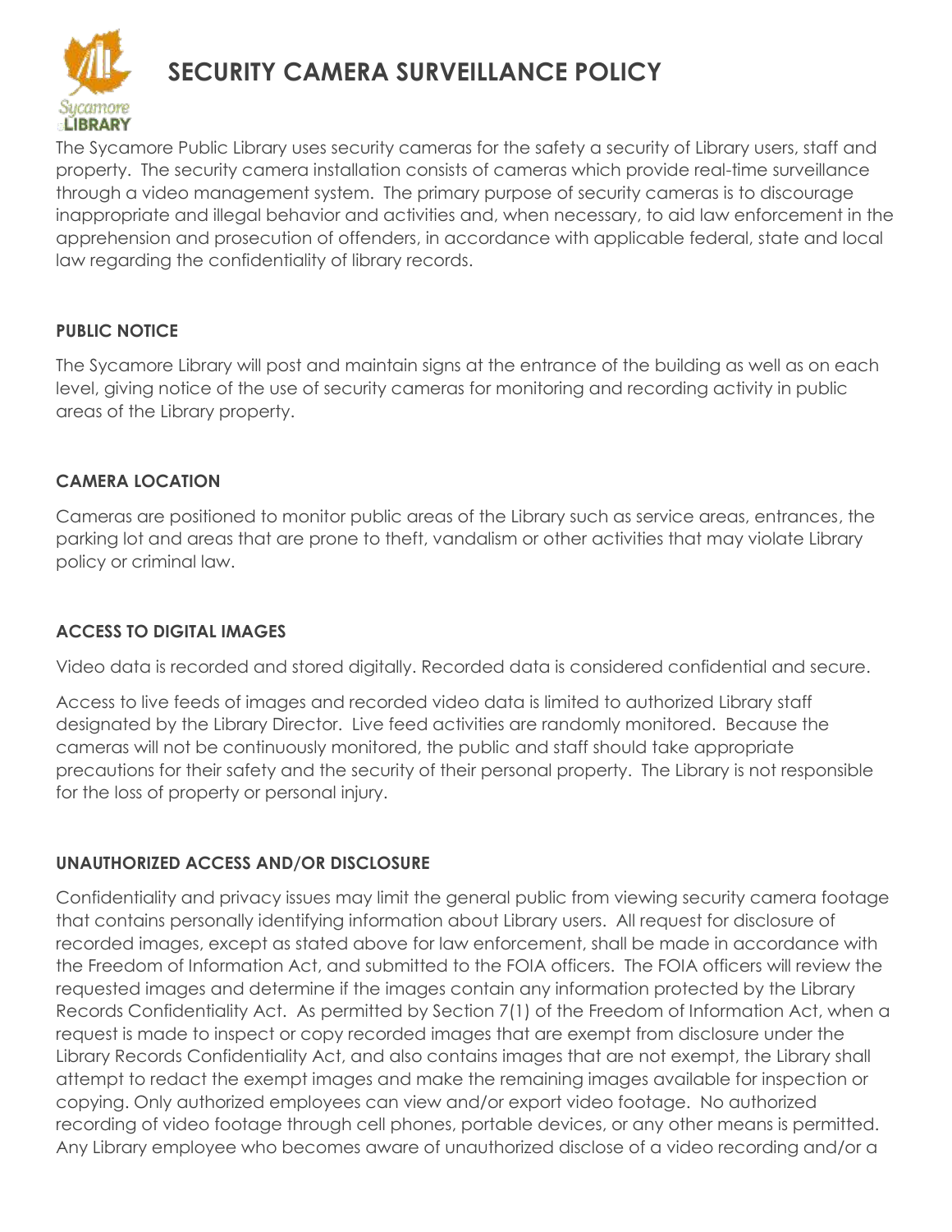# SECURITY CAMERA SURVEILLANCE POLICY

The Sycamore Public Library uses security cameras for the safety a security of Library users, staff and property. The security camera installation consists of cameras which provide real-time surveillance through a video management system. The primary purpose of security cameras is to discourage inappropriate and illegal behavior and activities and, when necessary, to aid law enforcement in the apprehension and prosecution of offenders, in accordance with applicable federal, state and local law regarding the confidentiality of library records.

## PUBLIC NOTICE

The Sycamore Library will post and maintain signs at the entrance of the building as well as on each level, giving notice of the use of security cameras for monitoring and recording activity in public areas of the Library property.

## CAMERA LOCATION

Cameras are positioned to monitor public areas of the Library such as service areas, entrances, the parking lot and areas that are prone to theft, vandalism or other activities that may violate Library policy or criminal law.

## ACCESS TO DIGITAL IMAGES

Video data is recorded and stored digitally. Recorded data is considered confidential and secure.

Access to live feeds of images and recorded video data is limited to authorized Library staff designated by the Library Director. Live feed activities are randomly monitored. Because the cameras will not be continuously monitored, the public and staff should take appropriate precautions for their safety and the security of their personal property. The Library is not responsible for the loss of property or personal injury.

## UNAUTHORIZED ACCESS AND/OR DISCLOSURE

Confidentiality and privacy issues may limit the general public from viewing security camera footage that contains personally identifying information about Library users. All request for disclosure of recorded images, except as stated above for law enforcement, shall be made in accordance with the Freedom of Information Act, and submitted to the FOIA officers. The FOIA officers will review the requested images and determine if the images contain any information protected by the Library Records Confidentiality Act. As permitted by Section 7(1) of the Freedom of Information Act, when a request is made to inspect or copy recorded images that are exempt from disclosure under the Library Records Confidentiality Act, and also contains images that are not exempt, the Library shall attempt to redact the exempt images and make the remaining images available for inspection or copying. Only authorized employees can view and/or export video footage. No authorized recording of video footage through cell phones, portable devices, or any other means is permitted. Any Library employee who becomes aware of unauthorized disclose of a video recording and/or a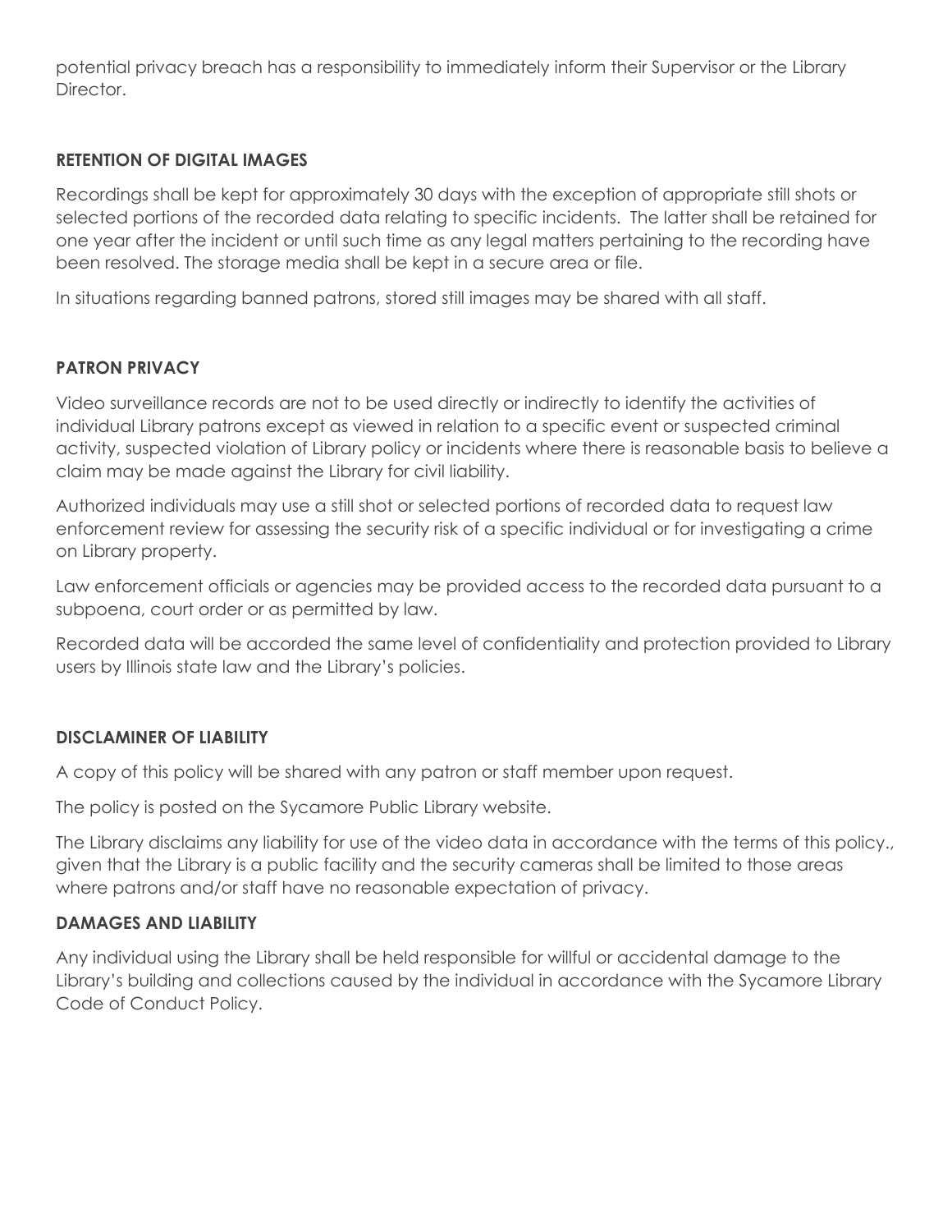potential privacy breach has a responsibility to immediately inform their Supervisor or the Library Director.

**RETENTION OF DIGITAL IMAGES**

Recordings shall be kept for approximately 30 days with the exception of appropriate still shots or selected portions of the recorded data relating to specific incidents. The latter shall be retained for one year after the incident or until such time as any legal matters pertaining to the recording have been resolved. The storage media shall be kept in a secure area or file.

In situations regarding banned patrons, stored still images may be shared with all staff.

**PATRON PRIVACY**

Video surveillance records are not to be used directly or indirectly to identify the activities of individual Library patrons except as viewed in relation to a specific event or suspected criminal activity, suspected violation of Library policy or incidents where there is reasonable basis to believe a claim may be made against the Library for civil liability.

Authorized individuals may use a still shot or selected portions of recorded data to request law enforcement review for assessing the security risk of a specific individual or for investigating a crime on Library property.

Law enforcement officials or agencies may be provided access to the recorded data pursuant to a subpoena, court order or as permitted by law.

Recorded data will be accorded the same level of confidentiality and protection provided to Library users by Illinois state law and the Library's policies.

**DISCLAMINER OF LIABILITY**

A copy of this policy will be shared with any patron or staff member upon request.

The policy is posted on the Sycamore Public Library website.

The Library disclaims any liability for use of the video data in accordance with the terms of this policy., given that the Library is a public facility and the security cameras shall be limited to those areas where patrons and/or staff have no reasonable expectation of privacy.

**DAMAGES AND LIABILITY**

Any individual using the Library shall be held responsible for willful or accidental damage to the Library's building and collections caused by the individual in accordance with the Sycamore Library Code of Conduct Policy.